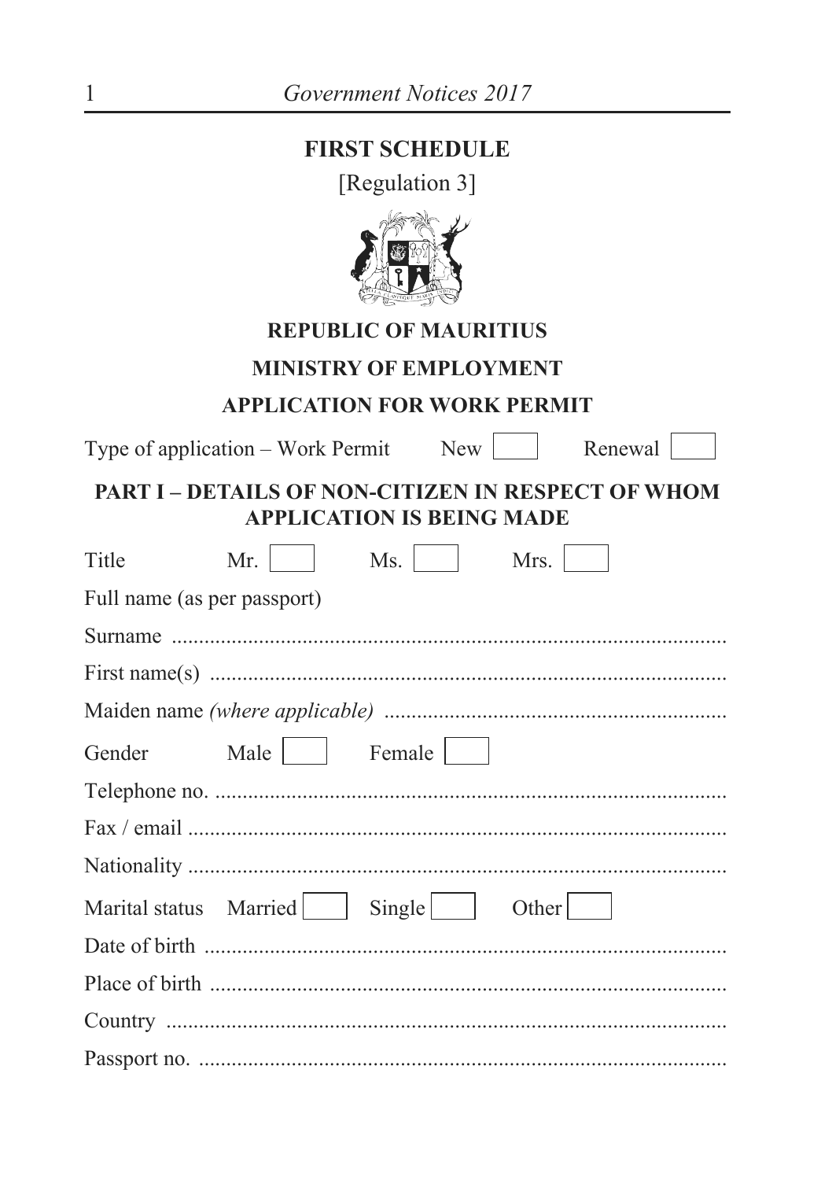# FIRST SCHEDULE

[Regulation 3]

## REPUBLIC OF MAURITIUS

## MINISTRY OF EMPLOYMENT

## APPLICATION FOR WORK PERMIT

Type of application – Work Permit New ☐ Renewal ☐

### PART I – DETAILS OF NON-CITIZEN IN RESPECT OF WHOM APPLICATION IS BEING MADE

Title Mr. ☐ Ms. ☐ Mrs. ☐

Full name (as per passport)

Surname ..........................................................................................

First name(s) ..................................................................................

Maiden name *(where applicable)* ..............................................................

Gender Male ☐ Female ☐

Telephone no. ....................................................................................

Fax / email .......................................................................................

Nationality ........................................................................................

Marital status Married ☐ Single ☐ Other ☐

Date of birth .....................................................................................

Place of birth ....................................................................................

Country ............................................................................................

Passport no. ......................................................................................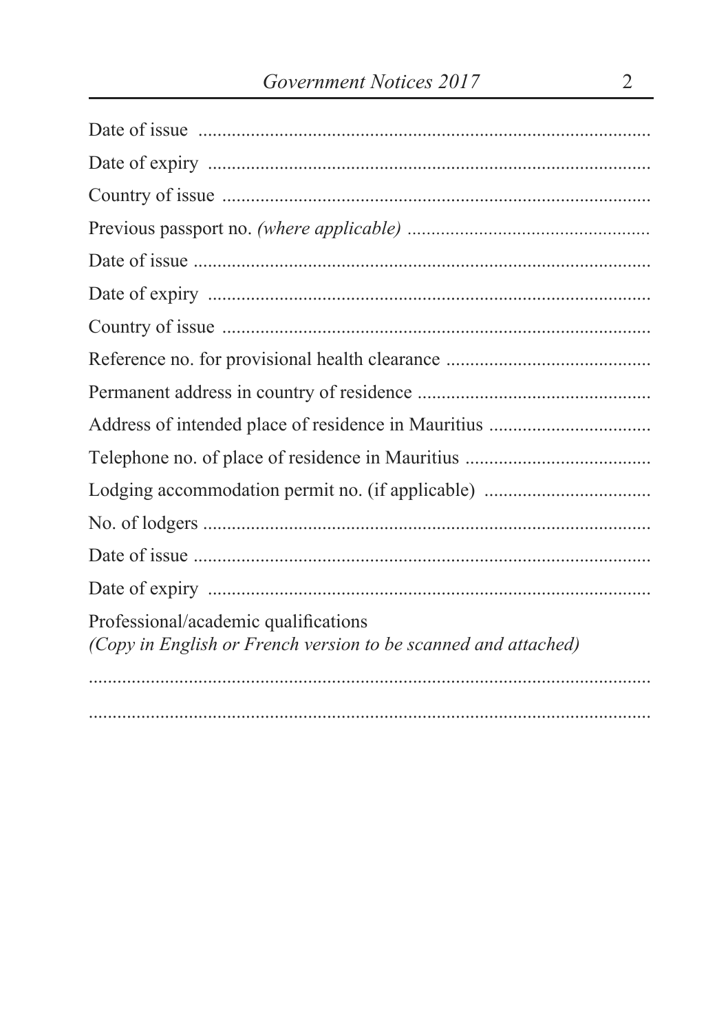Date of issue ..............................................................................................

Date of expiry ............................................................................................

Country of issue .........................................................................................

Previous passport no. *(where applicable)* ..................................................

Date of issue ..............................................................................................

Date of expiry ............................................................................................

Country of issue .........................................................................................

Reference no. for provisional health clearance ..........................................

Permanent address in country of residence ................................................

Address of intended place of residence in Mauritius .................................

Telephone no. of place of residence in Mauritius ......................................

Lodging accommodation permit no. (if applicable) ..................................

No. of lodgers .............................................................................................

Date of issue ...............................................................................................

Date of expiry .............................................................................................

Professional/academic qualifications
*(Copy in English or French version to be scanned and attached)*

..........................................................................................................................

..........................................................................................................................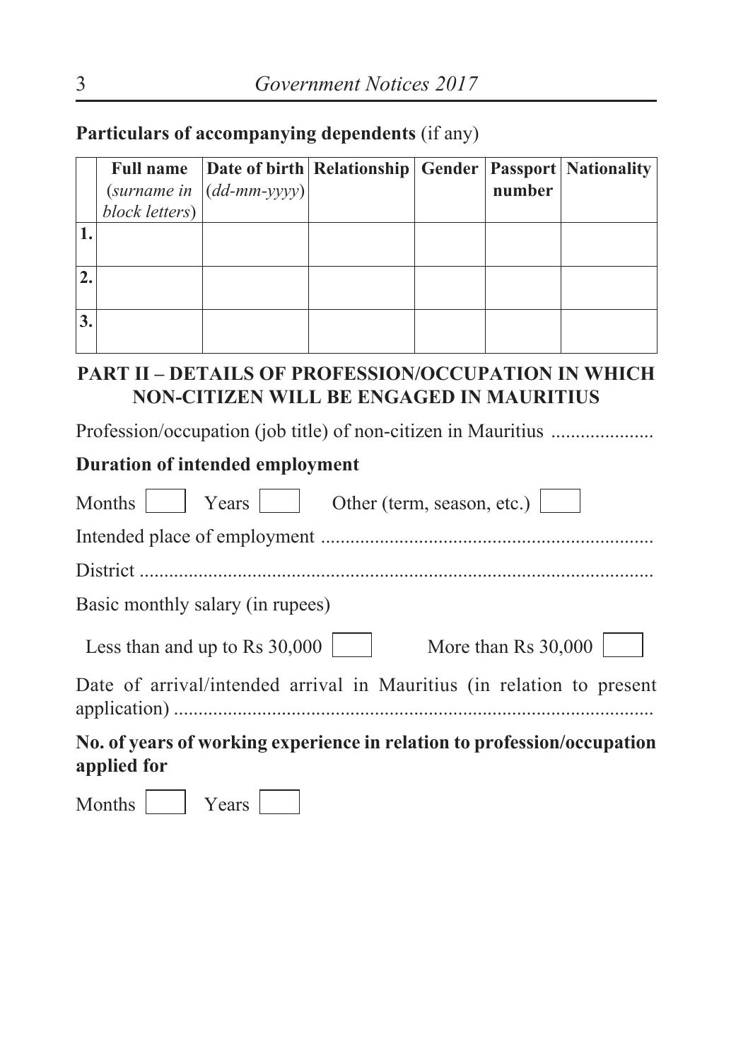**Particulars of accompanying dependents** (if any)

| | **Full name** (*surname in block letters*) | **Date of birth** (*dd-mm-yyyy*) | **Relationship** | **Gender** | **Passport number** | **Nationality** |
|---|---|---|---|---|---|---|
| **1.** | | | | | | |
| **2.** | | | | | | |
| **3.** | | | | | | |

## PART II – DETAILS OF PROFESSION/OCCUPATION IN WHICH NON-CITIZEN WILL BE ENGAGED IN MAURITIUS

Profession/occupation (job title) of non-citizen in Mauritius .....................

**Duration of intended employment**

Months ☐ Years ☐ Other (term, season, etc.) ☐

Intended place of employment ...................................................................

District .........................................................................................................

Basic monthly salary (in rupees)

Less than and up to Rs 30,000 ☐ More than Rs 30,000 ☐

Date of arrival/intended arrival in Mauritius (in relation to present application) ..................................................................................

**No. of years of working experience in relation to profession/occupation applied for**

Months ☐ Years ☐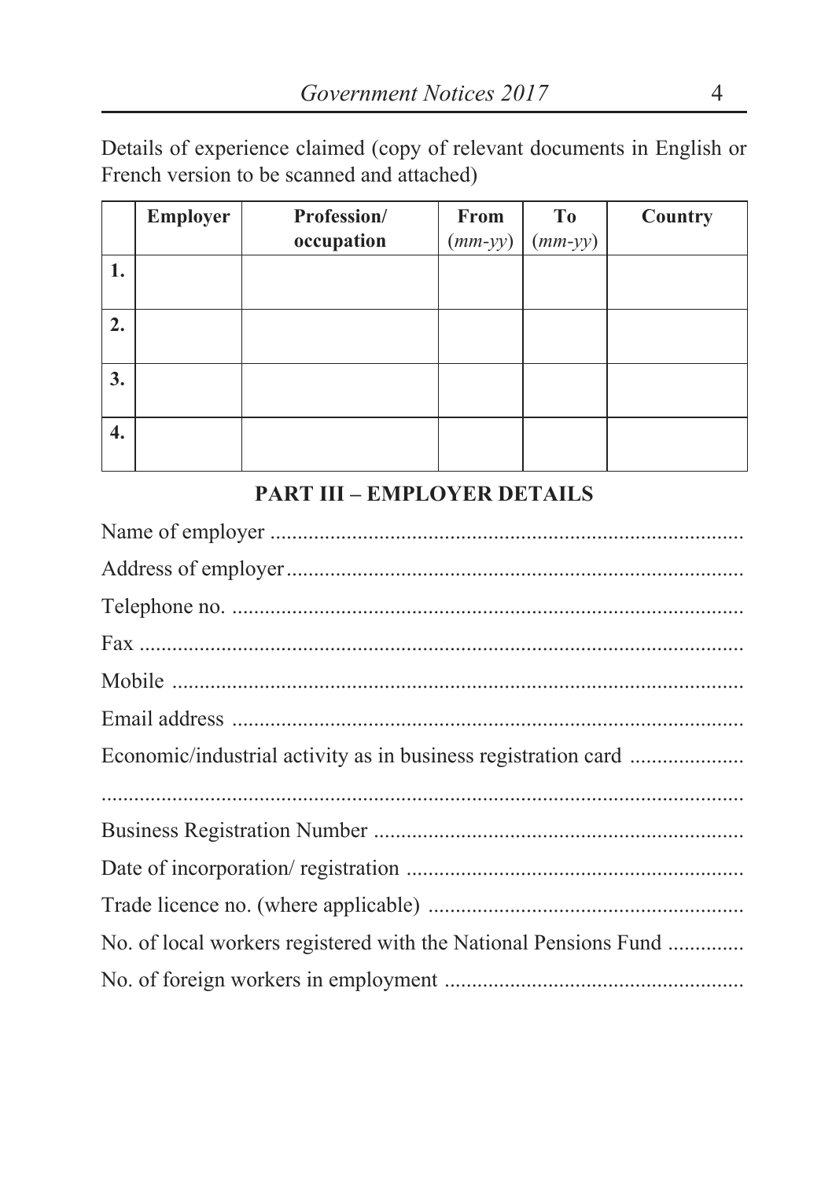Details of experience claimed (copy of relevant documents in English or French version to be scanned and attached)

| | Employer | Profession/ occupation | From (*mm-yy*) | To (*mm-yy*) | Country |
|---|---|---|---|---|---|
| **1.** | | | | | |
| **2.** | | | | | |
| **3.** | | | | | |
| **4.** | | | | | |

## PART III – EMPLOYER DETAILS

Name of employer ......................................................................................

Address of employer ...................................................................................

Telephone no. ............................................................................................

Fax ..........................................................................................................

Mobile ......................................................................................................

Email address ............................................................................................

Economic/industrial activity as in business registration card ....................

......................................................................................................................

Business Registration Number ...................................................................

Date of incorporation/ registration .............................................................

Trade licence no. (where applicable) .........................................................

No. of local workers registered with the National Pensions Fund .............

No. of foreign workers in employment ......................................................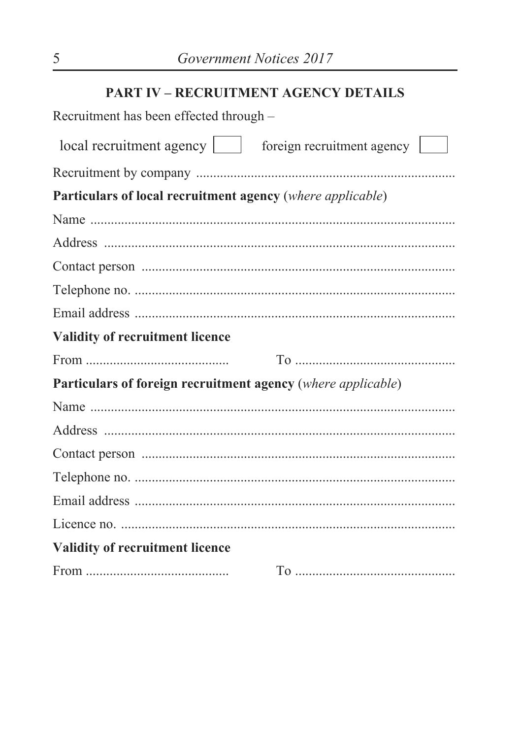## PART IV – RECRUITMENT AGENCY DETAILS

Recruitment has been effected through –

local recruitment agency [ ] foreign recruitment agency [ ]

Recruitment by company ..........................................................................

**Particulars of local recruitment agency** (*where applicable*)

Name ..........................................................................................................

Address ......................................................................................................

Contact person ..........................................................................................

Telephone no. ............................................................................................

Email address .............................................................................................

**Validity of recruitment licence**

From ......................................... To ..............................................

**Particulars of foreign recruitment agency** (*where applicable*)

Name ..........................................................................................................

Address ......................................................................................................

Contact person ..........................................................................................

Telephone no. ............................................................................................

Email address .............................................................................................

Licence no. .................................................................................................

**Validity of recruitment licence**

From ......................................... To ..............................................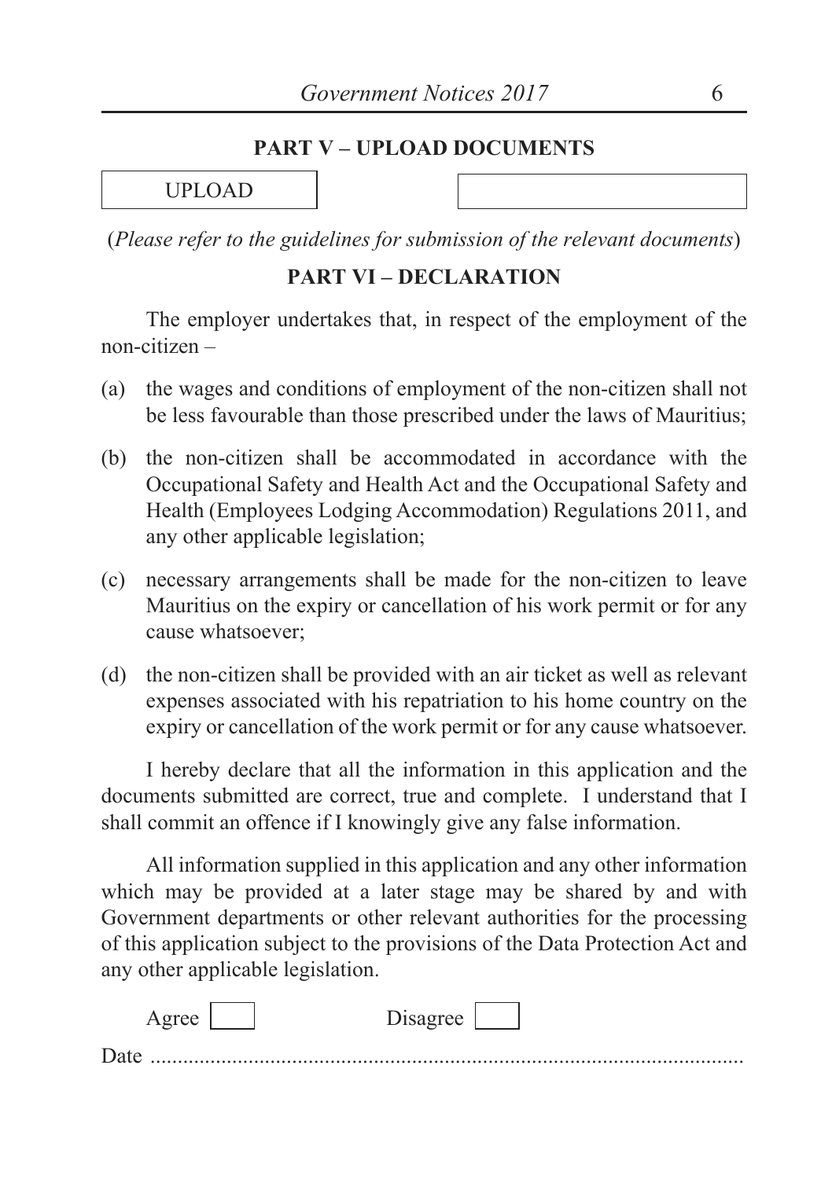## PART V – UPLOAD DOCUMENTS

| UPLOAD | |
|---|---|

(*Please refer to the guidelines for submission of the relevant documents*)

## PART VI – DECLARATION

The employer undertakes that, in respect of the employment of the non-citizen –

(a) the wages and conditions of employment of the non-citizen shall not be less favourable than those prescribed under the laws of Mauritius;

(b) the non-citizen shall be accommodated in accordance with the Occupational Safety and Health Act and the Occupational Safety and Health (Employees Lodging Accommodation) Regulations 2011, and any other applicable legislation;

(c) necessary arrangements shall be made for the non-citizen to leave Mauritius on the expiry or cancellation of his work permit or for any cause whatsoever;

(d) the non-citizen shall be provided with an air ticket as well as relevant expenses associated with his repatriation to his home country on the expiry or cancellation of the work permit or for any cause whatsoever.

I hereby declare that all the information in this application and the documents submitted are correct, true and complete. I understand that I shall commit an offence if I knowingly give any false information.

All information supplied in this application and any other information which may be provided at a later stage may be shared by and with Government departments or other relevant authorities for the processing of this application subject to the provisions of the Data Protection Act and any other applicable legislation.

Agree ☐ Disagree ☐

Date ..........................................................................................................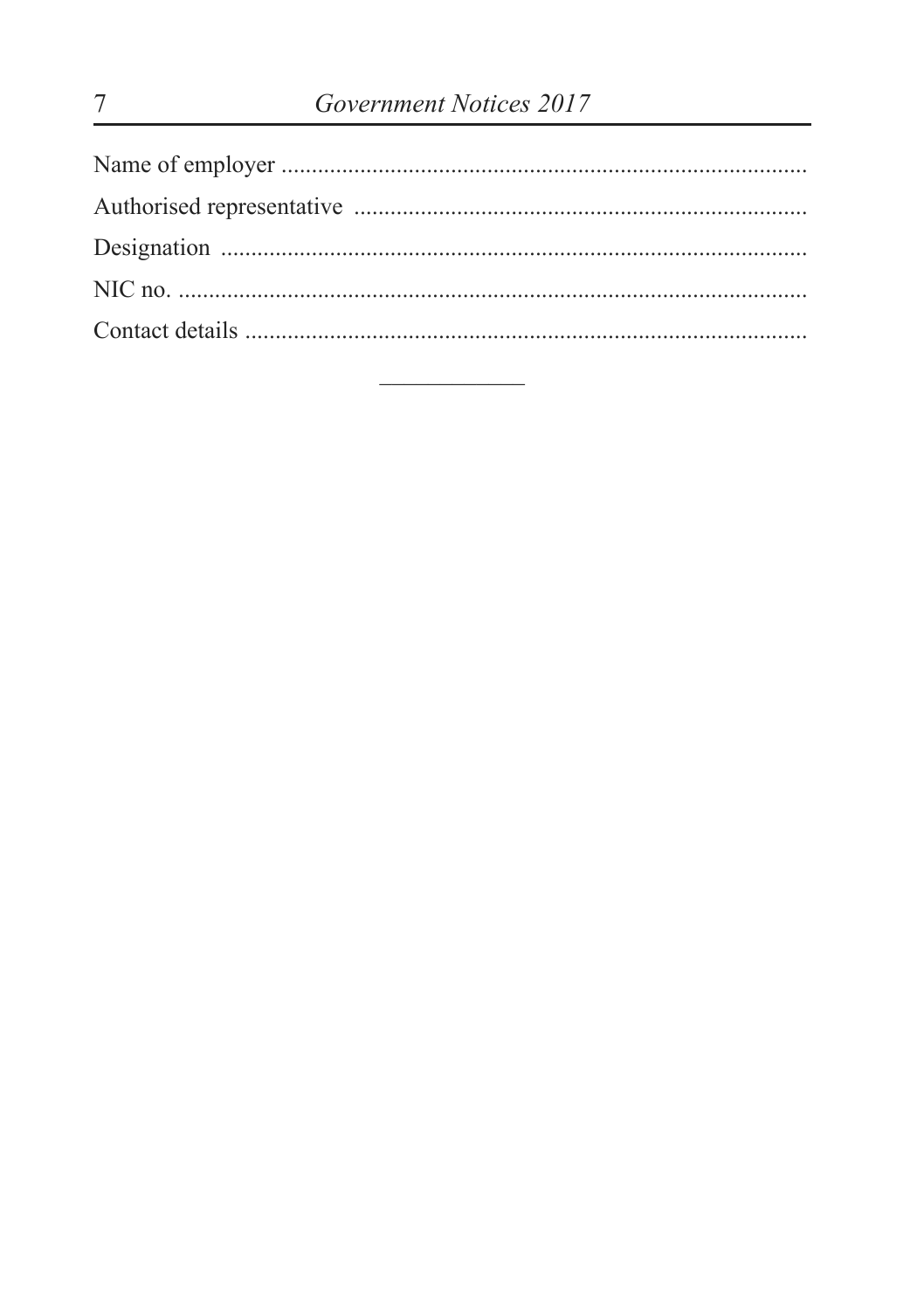Name of employer .....................................................................................

Authorised representative .........................................................................

Designation ...............................................................................................

NIC no. ......................................................................................................

Contact details ..........................................................................................

---